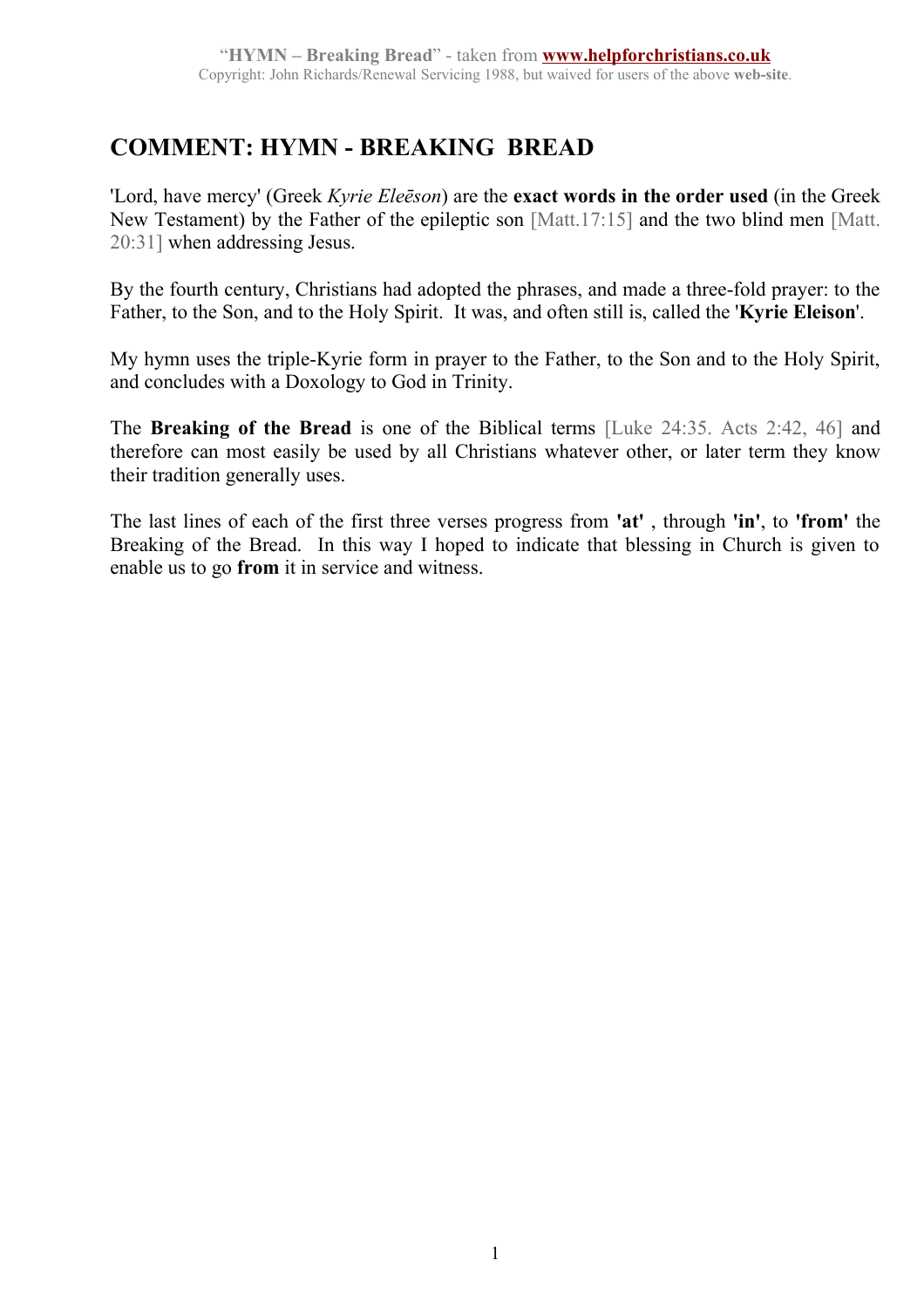# COMMENT: HYMN - BREAKING BREAD

'Lord, have mercy' (Greek *Kyrie Eleēson*) are the **exact words in the order used** (in the Greek New Testament) by the Father of the epileptic son [Matt.17:15] and the two blind men [Matt. 20:31] when addressing Jesus.

By the fourth century, Christians had adopted the phrases, and made a three-fold prayer: to the Father, to the Son, and to the Holy Spirit. It was, and often still is, called the '**Kyrie Eleison**'.

My hymn uses the triple-Kyrie form in prayer to the Father, to the Son and to the Holy Spirit, and concludes with a Doxology to God in Trinity.

The **Breaking of the Bread** is one of the Biblical terms [Luke 24:35. Acts 2:42, 46] and therefore can most easily be used by all Christians whatever other, or later term they know their tradition generally uses.

The last lines of each of the first three verses progress from **'at'** , through **'in'**, to **'from'** the Breaking of the Bread. In this way I hoped to indicate that blessing in Church is given to enable us to go **from** it in service and witness.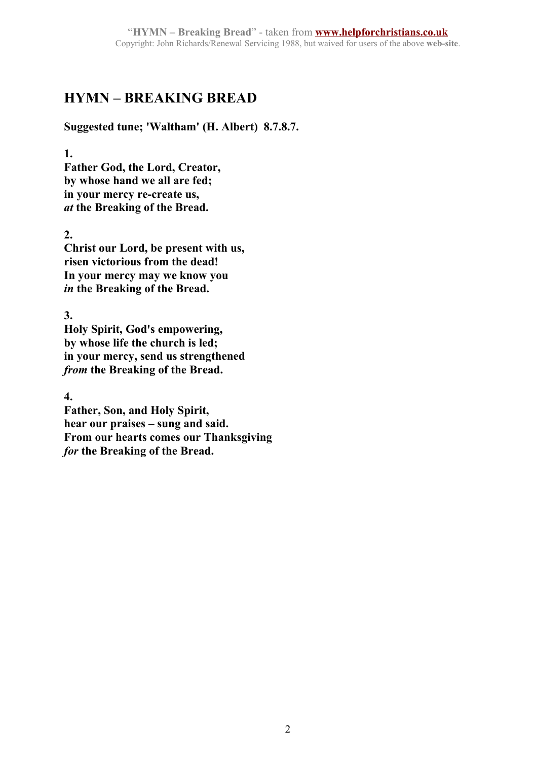# HYMN – BREAKING BREAD

**Suggested tune; 'Waltham' (H. Albert) 8.7.8.7.**

**1.**
**Father God, the Lord, Creator,**
**by whose hand we all are fed;**
**in your mercy re-create us,**
***at* the Breaking of the Bread.**

**2.**
**Christ our Lord, be present with us,**
**risen victorious from the dead!**
**In your mercy may we know you**
***in* the Breaking of the Bread.**

**3.**
**Holy Spirit, God's empowering,**
**by whose life the church is led;**
**in your mercy, send us strengthened**
***from* the Breaking of the Bread.**

**4.**
**Father, Son, and Holy Spirit,**
**hear our praises – sung and said.**
**From our hearts comes our Thanksgiving**
***for* the Breaking of the Bread.**